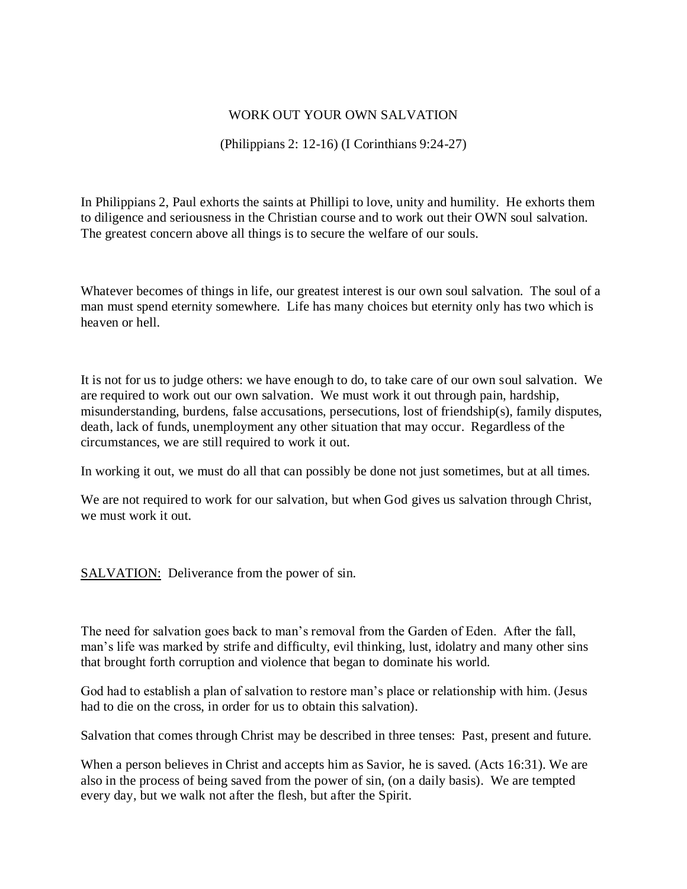# WORK OUT YOUR OWN SALVATION

(Philippians 2: 12-16) (I Corinthians 9:24-27)

In Philippians 2, Paul exhorts the saints at Phillipi to love, unity and humility. He exhorts them to diligence and seriousness in the Christian course and to work out their OWN soul salvation. The greatest concern above all things is to secure the welfare of our souls.

Whatever becomes of things in life, our greatest interest is our own soul salvation. The soul of a man must spend eternity somewhere. Life has many choices but eternity only has two which is heaven or hell.

It is not for us to judge others: we have enough to do, to take care of our own soul salvation. We are required to work out our own salvation. We must work it out through pain, hardship, misunderstanding, burdens, false accusations, persecutions, lost of friendship(s), family disputes, death, lack of funds, unemployment any other situation that may occur. Regardless of the circumstances, we are still required to work it out.

In working it out, we must do all that can possibly be done not just sometimes, but at all times.

We are not required to work for our salvation, but when God gives us salvation through Christ, we must work it out.

<u>SALVATION:</u> Deliverance from the power of sin.

The need for salvation goes back to man's removal from the Garden of Eden. After the fall, man's life was marked by strife and difficulty, evil thinking, lust, idolatry and many other sins that brought forth corruption and violence that began to dominate his world.

God had to establish a plan of salvation to restore man's place or relationship with him. (Jesus had to die on the cross, in order for us to obtain this salvation).

Salvation that comes through Christ may be described in three tenses: Past, present and future.

When a person believes in Christ and accepts him as Savior, he is saved. (Acts 16:31). We are also in the process of being saved from the power of sin, (on a daily basis). We are tempted every day, but we walk not after the flesh, but after the Spirit.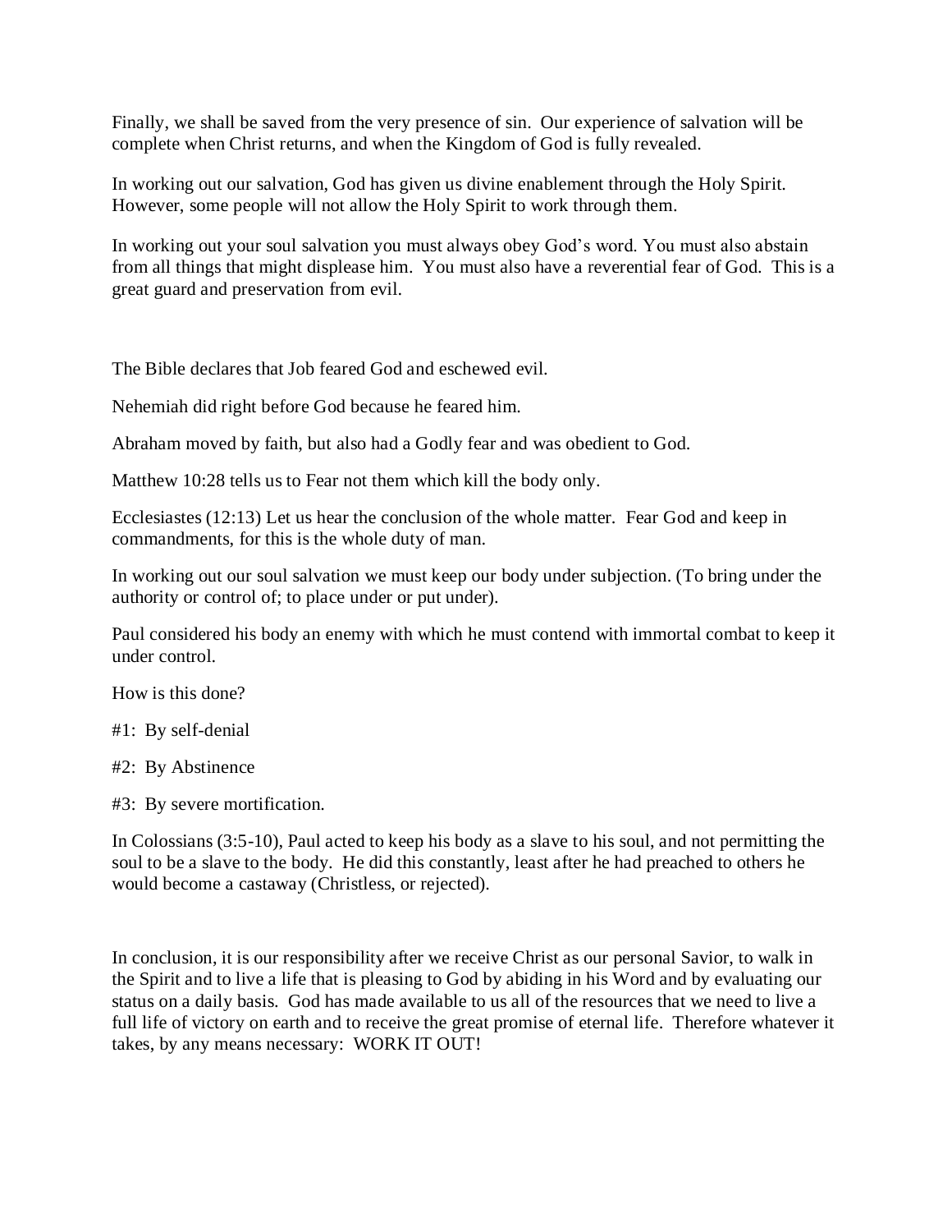Finally, we shall be saved from the very presence of sin. Our experience of salvation will be complete when Christ returns, and when the Kingdom of God is fully revealed.

In working out our salvation, God has given us divine enablement through the Holy Spirit. However, some people will not allow the Holy Spirit to work through them.

In working out your soul salvation you must always obey God's word. You must also abstain from all things that might displease him. You must also have a reverential fear of God. This is a great guard and preservation from evil.

The Bible declares that Job feared God and eschewed evil.

Nehemiah did right before God because he feared him.

Abraham moved by faith, but also had a Godly fear and was obedient to God.

Matthew 10:28 tells us to Fear not them which kill the body only.

Ecclesiastes (12:13) Let us hear the conclusion of the whole matter. Fear God and keep in commandments, for this is the whole duty of man.

In working out our soul salvation we must keep our body under subjection. (To bring under the authority or control of; to place under or put under).

Paul considered his body an enemy with which he must contend with immortal combat to keep it under control.

How is this done?

#1: By self-denial

#2: By Abstinence

#3: By severe mortification.

In Colossians (3:5-10), Paul acted to keep his body as a slave to his soul, and not permitting the soul to be a slave to the body. He did this constantly, least after he had preached to others he would become a castaway (Christless, or rejected).

In conclusion, it is our responsibility after we receive Christ as our personal Savior, to walk in the Spirit and to live a life that is pleasing to God by abiding in his Word and by evaluating our status on a daily basis. God has made available to us all of the resources that we need to live a full life of victory on earth and to receive the great promise of eternal life. Therefore whatever it takes, by any means necessary: WORK IT OUT!